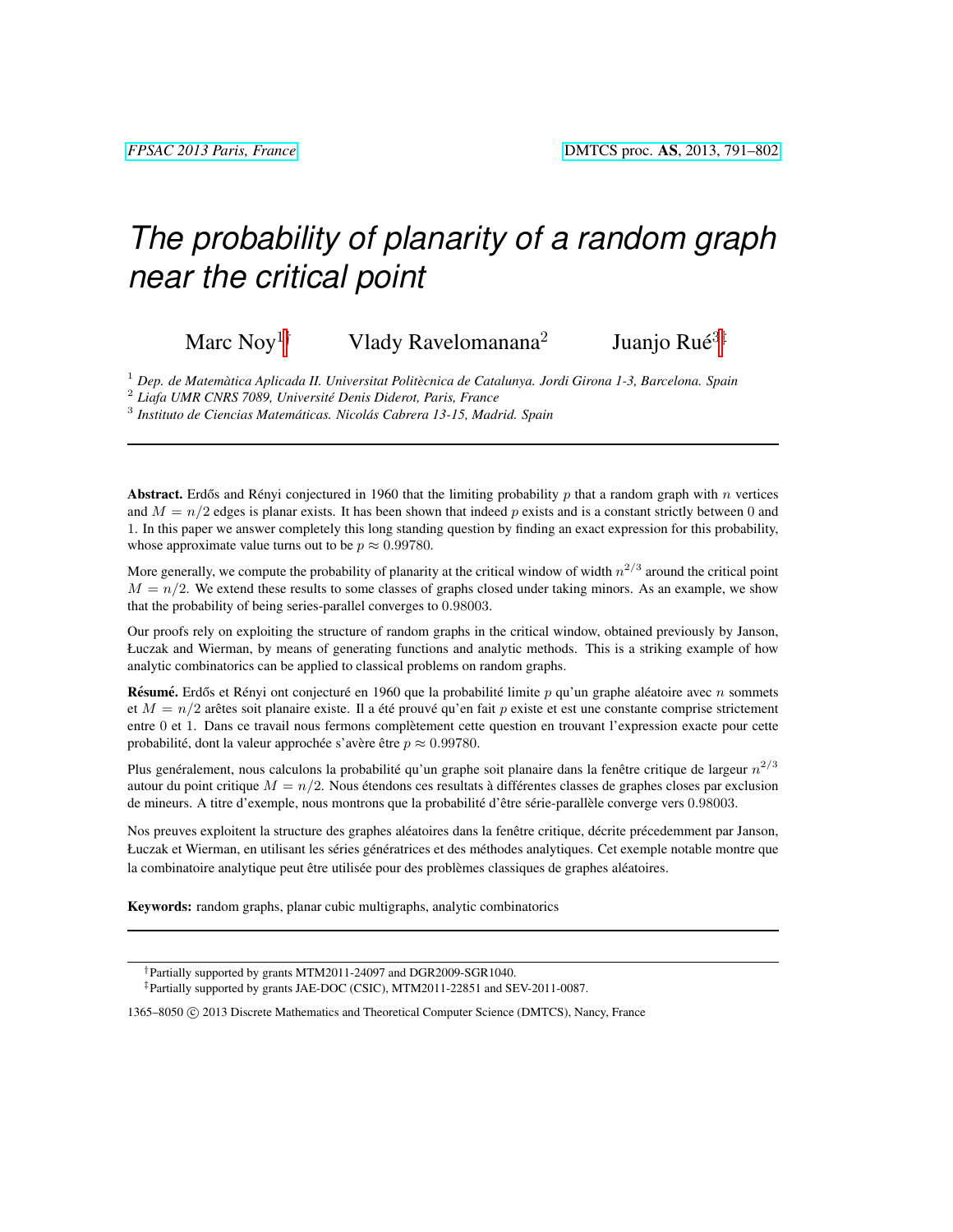# The probability of planarity of a random graph near the critical point

Marc Noy[1†] Vlady Ravelomanana[2] Juanjo Rué[3‡]

[1] *Dep. de Matemàtica Aplicada II. Universitat Politècnica de Catalunya. Jordi Girona 1-3, Barcelona. Spain*
[2] *Liafa UMR CNRS 7089, Université Denis Diderot, Paris, France*
[3] *Instituto de Ciencias Matemáticas. Nicolás Cabrera 13-15, Madrid. Spain*

---

**Abstract.** Erdős and Rényi conjectured in 1960 that the limiting probability $p$ that a random graph with $n$ vertices and $M = n/2$ edges is planar exists. It has been shown that indeed $p$ exists and is a constant strictly between 0 and 1. In this paper we answer completely this long standing question by finding an exact expression for this probability, whose approximate value turns out to be $p \approx 0.99780$.

More generally, we compute the probability of planarity at the critical window of width $n^{2/3}$ around the critical point $M = n/2$. We extend these results to some classes of graphs closed under taking minors. As an example, we show that the probability of being series-parallel converges to $0.98003$.

Our proofs rely on exploiting the structure of random graphs in the critical window, obtained previously by Janson, Łuczak and Wierman, by means of generating functions and analytic methods. This is a striking example of how analytic combinatorics can be applied to classical problems on random graphs.

**Résumé.** Erdős et Rényi ont conjecturé en 1960 que la probabilité limite $p$ qu'un graphe aléatoire avec $n$ sommets et $M = n/2$ arêtes soit planaire existe. Il a été prouvé qu'en fait $p$ existe et est une constante comprise strictement entre 0 et 1. Dans ce travail nous fermons complètement cette question en trouvant l'expression exacte pour cette probabilité, dont la valeur approchée s'avère être $p \approx 0.99780$.

Plus genéralement, nous calculons la probabilité qu'un graphe soit planaire dans la fenêtre critique de largeur $n^{2/3}$ autour du point critique $M = n/2$. Nous étendons ces resultats à différentes classes de graphes closes par exclusion de mineurs. A titre d'exemple, nous montrons que la probabilité d'être série-parallèle converge vers $0.98003$.

Nos preuves exploitent la structure des graphes aléatoires dans la fenêtre critique, décrite précedemment par Janson, Łuczak et Wierman, en utilisant les séries génératrices et des méthodes analytiques. Cet exemple notable montre que la combinatoire analytique peut être utilisée pour des problèmes classiques de graphes aléatoires.

**Keywords:** random graphs, planar cubic multigraphs, analytic combinatorics

---

†Partially supported by grants MTM2011-24097 and DGR2009-SGR1040.

‡Partially supported by grants JAE-DOC (CSIC), MTM2011-22851 and SEV-2011-0087.

1365–8050 © 2013 Discrete Mathematics and Theoretical Computer Science (DMTCS), Nancy, France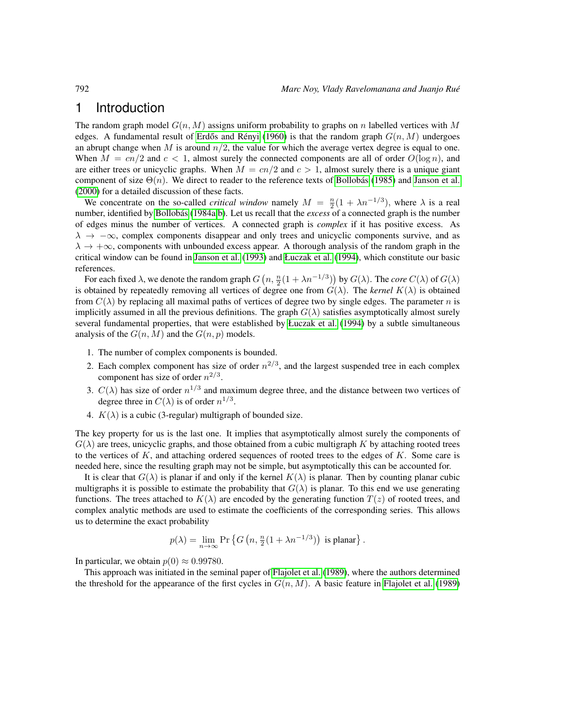# 1 Introduction

The random graph model $G(n, M)$ assigns uniform probability to graphs on $n$ labelled vertices with $M$ edges. A fundamental result of Erdős and Rényi (1960) is that the random graph $G(n, M)$ undergoes an abrupt change when $M$ is around $n/2$, the value for which the average vertex degree is equal to one. When $M = cn/2$ and $c < 1$, almost surely the connected components are all of order $O(\log n)$, and are either trees or unicyclic graphs. When $M = cn/2$ and $c > 1$, almost surely there is a unique giant component of size $\Theta(n)$. We direct to reader to the reference texts of Bollobás (1985) and Janson et al. (2000) for a detailed discussion of these facts.

We concentrate on the so-called *critical window* namely $M = \frac{n}{2}(1 + \lambda n^{-1/3})$, where $\lambda$ is a real number, identified by Bollobás (1984a,b). Let us recall that the *excess* of a connected graph is the number of edges minus the number of vertices. A connected graph is *complex* if it has positive excess. As $\lambda \to -\infty$, complex components disappear and only trees and unicyclic components survive, and as $\lambda \to +\infty$, components with unbounded excess appear. A thorough analysis of the random graph in the critical window can be found in Janson et al. (1993) and Łuczak et al. (1994), which constitute our basic references.

For each fixed $\lambda$, we denote the random graph $G\left(n, \frac{n}{2}(1 + \lambda n^{-1/3})\right)$ by $G(\lambda)$. The *core* $C(\lambda)$ of $G(\lambda)$ is obtained by repeatedly removing all vertices of degree one from $G(\lambda)$. The *kernel* $K(\lambda)$ is obtained from $C(\lambda)$ by replacing all maximal paths of vertices of degree two by single edges. The parameter $n$ is implicitly assumed in all the previous definitions. The graph $G(\lambda)$ satisfies asymptotically almost surely several fundamental properties, that were established by Łuczak et al. (1994) by a subtle simultaneous analysis of the $G(n, M)$ and the $G(n, p)$ models.

1. The number of complex components is bounded.
2. Each complex component has size of order $n^{2/3}$, and the largest suspended tree in each complex component has size of order $n^{2/3}$.
3. $C(\lambda)$ has size of order $n^{1/3}$ and maximum degree three, and the distance between two vertices of degree three in $C(\lambda)$ is of order $n^{1/3}$.
4. $K(\lambda)$ is a cubic (3-regular) multigraph of bounded size.

The key property for us is the last one. It implies that asymptotically almost surely the components of $G(\lambda)$ are trees, unicyclic graphs, and those obtained from a cubic multigraph $K$ by attaching rooted trees to the vertices of $K$, and attaching ordered sequences of rooted trees to the edges of $K$. Some care is needed here, since the resulting graph may not be simple, but asymptotically this can be accounted for.

It is clear that $G(\lambda)$ is planar if and only if the kernel $K(\lambda)$ is planar. Then by counting planar cubic multigraphs it is possible to estimate the probability that $G(\lambda)$ is planar. To this end we use generating functions. The trees attached to $K(\lambda)$ are encoded by the generating function $T(z)$ of rooted trees, and complex analytic methods are used to estimate the coefficients of the corresponding series. This allows us to determine the exact probability

$$p(\lambda) = \lim_{n\to\infty} \Pr\left\{G\left(n, \tfrac{n}{2}(1 + \lambda n^{-1/3})\right) \text{ is planar}\right\}.$$

In particular, we obtain $p(0) \approx 0.99780$.

This approach was initiated in the seminal paper of Flajolet et al. (1989), where the authors determined the threshold for the appearance of the first cycles in $G(n, M)$. A basic feature in Flajolet et al. (1989)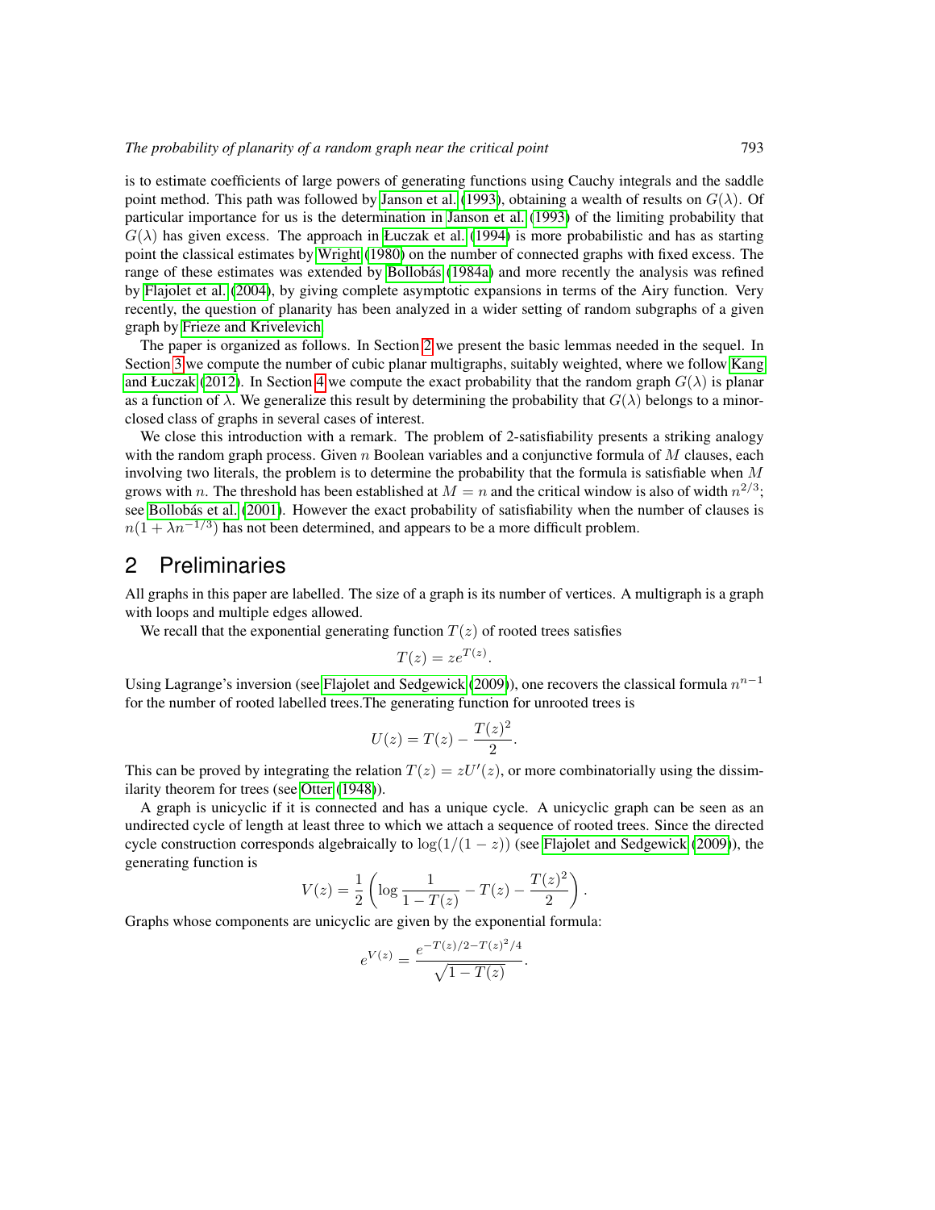is to estimate coefficients of large powers of generating functions using Cauchy integrals and the saddle point method. This path was followed by Janson et al. (1993), obtaining a wealth of results on $G(\lambda)$. Of particular importance for us is the determination in Janson et al. (1993) of the limiting probability that $G(\lambda)$ has given excess. The approach in Łuczak et al. (1994) is more probabilistic and has as starting point the classical estimates by Wright (1980) on the number of connected graphs with fixed excess. The range of these estimates was extended by Bollobás (1984a) and more recently the analysis was refined by Flajolet et al. (2004), by giving complete asymptotic expansions in terms of the Airy function. Very recently, the question of planarity has been analyzed in a wider setting of random subgraphs of a given graph by Frieze and Krivelevich.

The paper is organized as follows. In Section 2 we present the basic lemmas needed in the sequel. In Section 3 we compute the number of cubic planar multigraphs, suitably weighted, where we follow Kang and Łuczak (2012). In Section 4 we compute the exact probability that the random graph $G(\lambda)$ is planar as a function of $\lambda$. We generalize this result by determining the probability that $G(\lambda)$ belongs to a minor-closed class of graphs in several cases of interest.

We close this introduction with a remark. The problem of 2-satisfiability presents a striking analogy with the random graph process. Given $n$ Boolean variables and a conjunctive formula of $M$ clauses, each involving two literals, the problem is to determine the probability that the formula is satisfiable when $M$ grows with $n$. The threshold has been established at $M = n$ and the critical window is also of width $n^{2/3}$; see Bollobás et al. (2001). However the exact probability of satisfiability when the number of clauses is $n(1 + \lambda n^{-1/3})$ has not been determined, and appears to be a more difficult problem.

## 2 Preliminaries

All graphs in this paper are labelled. The size of a graph is its number of vertices. A multigraph is a graph with loops and multiple edges allowed.

We recall that the exponential generating function $T(z)$ of rooted trees satisfies

$$T(z) = ze^{T(z)}.$$

Using Lagrange's inversion (see Flajolet and Sedgewick (2009)), one recovers the classical formula $n^{n-1}$ for the number of rooted labelled trees.The generating function for unrooted trees is

$$U(z) = T(z) - \frac{T(z)^2}{2}.$$

This can be proved by integrating the relation $T(z) = zU'(z)$, or more combinatorially using the dissimilarity theorem for trees (see Otter (1948)).

A graph is unicyclic if it is connected and has a unique cycle. A unicyclic graph can be seen as an undirected cycle of length at least three to which we attach a sequence of rooted trees. Since the directed cycle construction corresponds algebraically to $\log(1/(1-z))$ (see Flajolet and Sedgewick (2009)), the generating function is

$$V(z) = \frac{1}{2}\left(\log\frac{1}{1-T(z)} - T(z) - \frac{T(z)^2}{2}\right).$$

Graphs whose components are unicyclic are given by the exponential formula:

$$e^{V(z)} = \frac{e^{-T(z)/2 - T(z)^2/4}}{\sqrt{1-T(z)}}.$$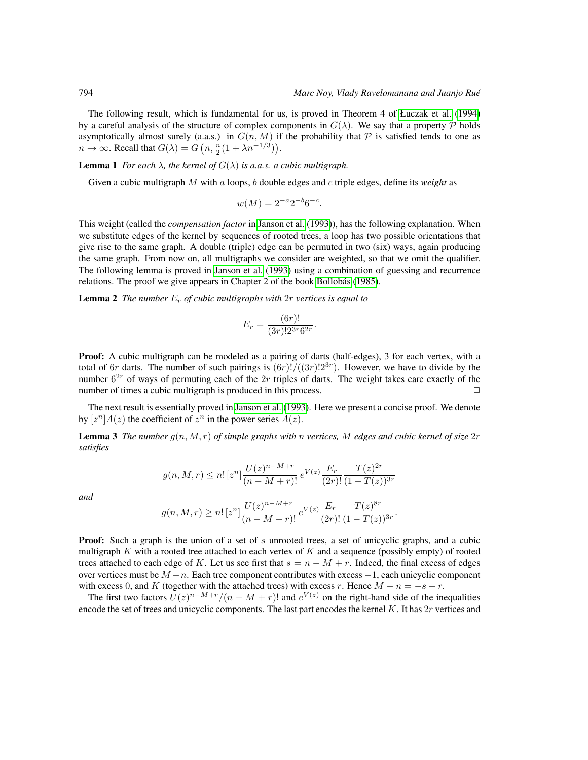The following result, which is fundamental for us, is proved in Theorem 4 of Łuczak et al. (1994) by a careful analysis of the structure of complex components in $G(\lambda)$. We say that a property $\mathcal{P}$ holds asymptotically almost surely (a.a.s.) in $G(n, M)$ if the probability that $\mathcal{P}$ is satisfied tends to one as $n \to \infty$. Recall that $G(\lambda) = G\left(n, \frac{n}{2}(1 + \lambda n^{-1/3})\right)$.

**Lemma 1** *For each $\lambda$, the kernel of $G(\lambda)$ is a.a.s. a cubic multigraph.*

Given a cubic multigraph $M$ with $a$ loops, $b$ double edges and $c$ triple edges, define its *weight* as

$$w(M) = 2^{-a}2^{-b}6^{-c}.$$

This weight (called the *compensation factor* in Janson et al. (1993)), has the following explanation. When we substitute edges of the kernel by sequences of rooted trees, a loop has two possible orientations that give rise to the same graph. A double (triple) edge can be permuted in two (six) ways, again producing the same graph. From now on, all multigraphs we consider are weighted, so that we omit the qualifier. The following lemma is proved in Janson et al. (1993) using a combination of guessing and recurrence relations. The proof we give appears in Chapter 2 of the book Bollobás (1985).

**Lemma 2** *The number $E_r$ of cubic multigraphs with $2r$ vertices is equal to*

$$E_r = \frac{(6r)!}{(3r)!2^{3r}6^{2r}}.$$

**Proof:** A cubic multigraph can be modeled as a pairing of darts (half-edges), 3 for each vertex, with a total of $6r$ darts. The number of such pairings is $(6r)!/((3r)!2^{3r})$. However, we have to divide by the number $6^{2r}$ of ways of permuting each of the $2r$ triples of darts. The weight takes care exactly of the number of times a cubic multigraph is produced in this process. □

The next result is essentially proved in Janson et al. (1993). Here we present a concise proof. We denote by $[z^n]A(z)$ the coefficient of $z^n$ in the power series $A(z)$.

**Lemma 3** *The number $g(n, M, r)$ of simple graphs with $n$ vertices, $M$ edges and cubic kernel of size $2r$ satisfies*

$$g(n, M, r) \leq n!\,[z^n]\frac{U(z)^{n-M+r}}{(n-M+r)!}\,e^{V(z)}\,\frac{E_r}{(2r)!}\,\frac{T(z)^{2r}}{(1-T(z))^{3r}}$$

*and*

$$g(n, M, r) \geq n!\,[z^n]\frac{U(z)^{n-M+r}}{(n-M+r)!}\,e^{V(z)}\,\frac{E_r}{(2r)!}\,\frac{T(z)^{8r}}{(1-T(z))^{3r}}.$$

**Proof:** Such a graph is the union of a set of $s$ unrooted trees, a set of unicyclic graphs, and a cubic multigraph $K$ with a rooted tree attached to each vertex of $K$ and a sequence (possibly empty) of rooted trees attached to each edge of $K$. Let us see first that $s = n - M + r$. Indeed, the final excess of edges over vertices must be $M - n$. Each tree component contributes with excess $-1$, each unicyclic component with excess $0$, and $K$ (together with the attached trees) with excess $r$. Hence $M - n = -s + r$.

The first two factors $U(z)^{n-M+r}/(n-M+r)!$ and $e^{V(z)}$ on the right-hand side of the inequalities encode the set of trees and unicyclic components. The last part encodes the kernel $K$. It has $2r$ vertices and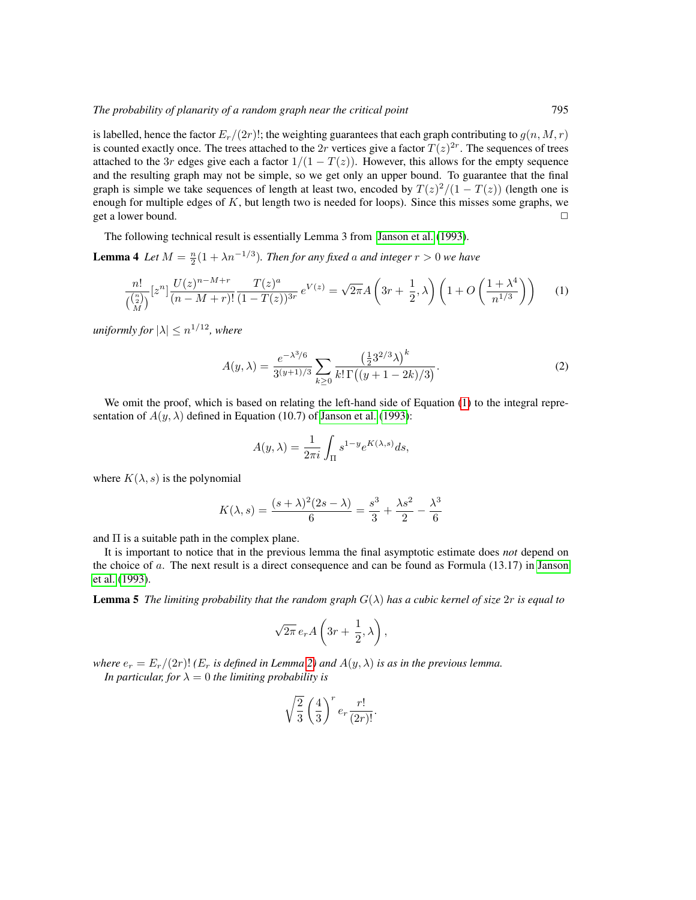is labelled, hence the factor $E_r/(2r)!$; the weighting guarantees that each graph contributing to $g(n, M, r)$ is counted exactly once. The trees attached to the $2r$ vertices give a factor $T(z)^{2r}$. The sequences of trees attached to the $3r$ edges give each a factor $1/(1 - T(z))$. However, this allows for the empty sequence and the resulting graph may not be simple, so we get only an upper bound. To guarantee that the final graph is simple we take sequences of length at least two, encoded by $T(z)^2/(1 - T(z))$ (length one is enough for multiple edges of $K$, but length two is needed for loops). Since this misses some graphs, we get a lower bound. □

The following technical result is essentially Lemma 3 from Janson et al. (1993).

**Lemma 4** *Let $M = \frac{n}{2}(1 + \lambda n^{-1/3})$. Then for any fixed $a$ and integer $r > 0$ we have*

$$\frac{n!}{\binom{\binom{n}{2}}{M}}[z^n]\frac{U(z)^{n-M+r}}{(n-M+r)!}\frac{T(z)^a}{(1-T(z))^{3r}}\, e^{V(z)} = \sqrt{2\pi}A\left(3r + \frac{1}{2}, \lambda\right)\left(1 + O\left(\frac{1+\lambda^4}{n^{1/3}}\right)\right) \tag{1}$$

*uniformly for $|\lambda| \le n^{1/12}$, where*

$$A(y, \lambda) = \frac{e^{-\lambda^3/6}}{3^{(y+1)/3}}\sum_{k\ge 0}\frac{\left(\frac{1}{2}3^{2/3}\lambda\right)^k}{k!\,\Gamma\big((y+1-2k)/3\big)}. \tag{2}$$

We omit the proof, which is based on relating the left-hand side of Equation (1) to the integral representation of $A(y, \lambda)$ defined in Equation (10.7) of Janson et al. (1993):

$$A(y, \lambda) = \frac{1}{2\pi i}\int_\Pi s^{1-y}e^{K(\lambda,s)}ds,$$

where $K(\lambda, s)$ is the polynomial

$$K(\lambda, s) = \frac{(s+\lambda)^2(2s-\lambda)}{6} = \frac{s^3}{3} + \frac{\lambda s^2}{2} - \frac{\lambda^3}{6}$$

and $\Pi$ is a suitable path in the complex plane.

It is important to notice that in the previous lemma the final asymptotic estimate does *not* depend on the choice of $a$. The next result is a direct consequence and can be found as Formula (13.17) in Janson et al. (1993).

**Lemma 5** *The limiting probability that the random graph $G(\lambda)$ has a cubic kernel of size $2r$ is equal to*

$$\sqrt{2\pi}\, e_r A\left(3r + \frac{1}{2}, \lambda\right),$$

*where $e_r = E_r/(2r)!$ ($E_r$ is defined in Lemma 2) and $A(y, \lambda)$ is as in the previous lemma.*
*In particular, for $\lambda = 0$ the limiting probability is*

$$\sqrt{\frac{2}{3}}\left(\frac{4}{3}\right)^r e_r\frac{r!}{(2r)!}.$$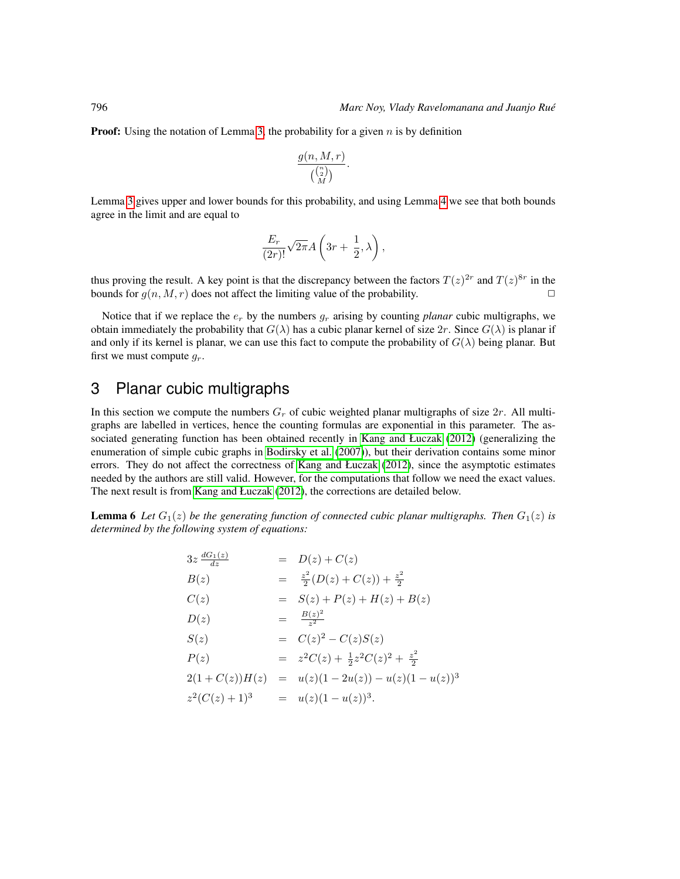**Proof:** Using the notation of Lemma 3, the probability for a given $n$ is by definition

$$\frac{g(n, M, r)}{\binom{\binom{n}{2}}{M}}.$$

Lemma 3 gives upper and lower bounds for this probability, and using Lemma 4 we see that both bounds agree in the limit and are equal to

$$\frac{E_r}{(2r)!}\sqrt{2\pi}A\left(3r + \frac{1}{2}, \lambda\right),$$

thus proving the result. A key point is that the discrepancy between the factors $T(z)^{2r}$ and $T(z)^{8r}$ in the bounds for $g(n, M, r)$ does not affect the limiting value of the probability. □

Notice that if we replace the $e_r$ by the numbers $g_r$ arising by counting *planar* cubic multigraphs, we obtain immediately the probability that $G(\lambda)$ has a cubic planar kernel of size $2r$. Since $G(\lambda)$ is planar if and only if its kernel is planar, we can use this fact to compute the probability of $G(\lambda)$ being planar. But first we must compute $g_r$.

## 3 Planar cubic multigraphs

In this section we compute the numbers $G_r$ of cubic weighted planar multigraphs of size $2r$. All multigraphs are labelled in vertices, hence the counting formulas are exponential in this parameter. The associated generating function has been obtained recently in Kang and Łuczak (2012) (generalizing the enumeration of simple cubic graphs in Bodirsky et al. (2007)), but their derivation contains some minor errors. They do not affect the correctness of Kang and Łuczak (2012), since the asymptotic estimates needed by the authors are still valid. However, for the computations that follow we need the exact values. The next result is from Kang and Łuczak (2012), the corrections are detailed below.

**Lemma 6** *Let $G_1(z)$ be the generating function of connected cubic planar multigraphs. Then $G_1(z)$ is determined by the following system of equations:*

$$\begin{aligned}
3z\,\frac{dG_1(z)}{dz} &= D(z) + C(z)\\
B(z) &= \frac{z^2}{2}(D(z) + C(z)) + \frac{z^2}{2}\\
C(z) &= S(z) + P(z) + H(z) + B(z)\\
D(z) &= \frac{B(z)^2}{z^2}\\
S(z) &= C(z)^2 - C(z)S(z)\\
P(z) &= z^2C(z) + \frac{1}{2}z^2C(z)^2 + \frac{z^2}{2}\\
2(1 + C(z))H(z) &= u(z)(1 - 2u(z)) - u(z)(1 - u(z))^3\\
z^2(C(z) + 1)^3 &= u(z)(1 - u(z))^3.
\end{aligned}$$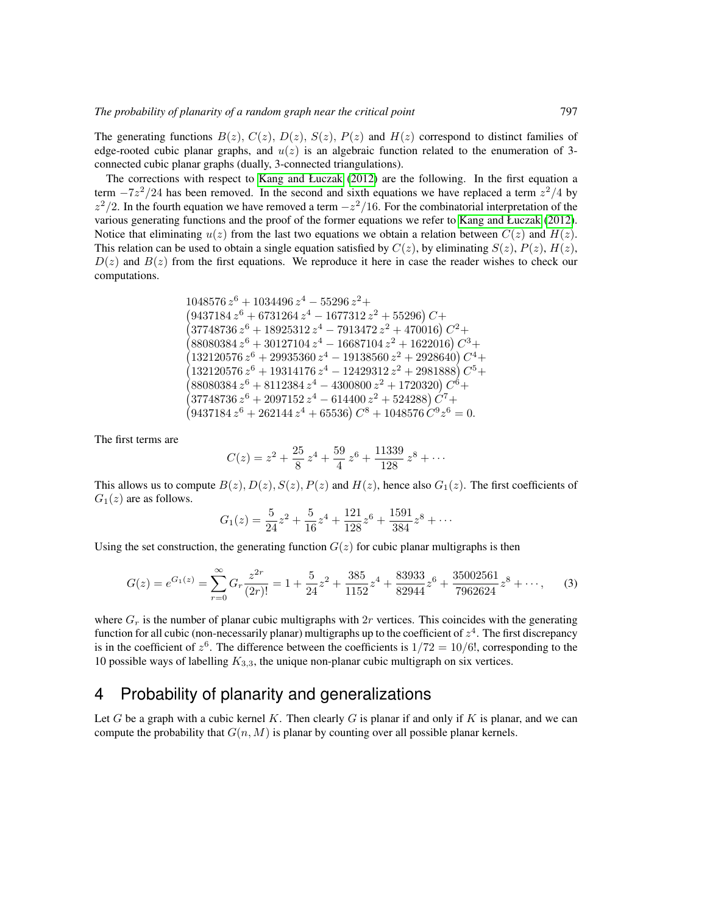The generating functions $B(z)$, $C(z)$, $D(z)$, $S(z)$, $P(z)$ and $H(z)$ correspond to distinct families of edge-rooted cubic planar graphs, and $u(z)$ is an algebraic function related to the enumeration of 3-connected cubic planar graphs (dually, 3-connected triangulations).

The corrections with respect to Kang and Łuczak (2012) are the following. In the first equation a term $-7z^2/24$ has been removed. In the second and sixth equations we have replaced a term $z^2/4$ by $z^2/2$. In the fourth equation we have removed a term $-z^2/16$. For the combinatorial interpretation of the various generating functions and the proof of the former equations we refer to Kang and Łuczak (2012). Notice that eliminating $u(z)$ from the last two equations we obtain a relation between $C(z)$ and $H(z)$. This relation can be used to obtain a single equation satisfied by $C(z)$, by eliminating $S(z)$, $P(z)$, $H(z)$, $D(z)$ and $B(z)$ from the first equations. We reproduce it here in case the reader wishes to check our computations.

$$
\begin{aligned}
&1048576\, z^6 + 1034496\, z^4 - 55296\, z^2 + \\
&\left(9437184\, z^6 + 6731264\, z^4 - 1677312\, z^2 + 55296\right) C + \\
&\left(37748736\, z^6 + 18925312\, z^4 - 7913472\, z^2 + 470016\right) C^2 + \\
&\left(88080384\, z^6 + 30127104\, z^4 - 16687104\, z^2 + 1622016\right) C^3 + \\
&\left(132120576\, z^6 + 29935360\, z^4 - 19138560\, z^2 + 2928640\right) C^4 + \\
&\left(132120576\, z^6 + 19314176\, z^4 - 12429312\, z^2 + 2981888\right) C^5 + \\
&\left(88080384\, z^6 + 8112384\, z^4 - 4300800\, z^2 + 1720320\right) C^6 + \\
&\left(37748736\, z^6 + 2097152\, z^4 - 614400\, z^2 + 524288\right) C^7 + \\
&\left(9437184\, z^6 + 262144\, z^4 + 65536\right) C^8 + 1048576\, C^9 z^6 = 0.
\end{aligned}
$$

The first terms are

$$
C(z) = z^2 + \frac{25}{8}\, z^4 + \frac{59}{4}\, z^6 + \frac{11339}{128}\, z^8 + \cdots
$$

This allows us to compute $B(z), D(z), S(z), P(z)$ and $H(z)$, hence also $G_1(z)$. The first coefficients of $G_1(z)$ are as follows.

$$
G_1(z) = \frac{5}{24} z^2 + \frac{5}{16} z^4 + \frac{121}{128} z^6 + \frac{1591}{384} z^8 + \cdots
$$

Using the set construction, the generating function $G(z)$ for cubic planar multigraphs is then

$$
G(z) = e^{G_1(z)} = \sum_{r=0}^{\infty} G_r \frac{z^{2r}}{(2r)!} = 1 + \frac{5}{24} z^2 + \frac{385}{1152} z^4 + \frac{83933}{82944} z^6 + \frac{35002561}{7962624} z^8 + \cdots, \tag{3}
$$

where $G_r$ is the number of planar cubic multigraphs with $2r$ vertices. This coincides with the generating function for all cubic (non-necessarily planar) multigraphs up to the coefficient of $z^4$. The first discrepancy is in the coefficient of $z^6$. The difference between the coefficients is $1/72 = 10/6!$, corresponding to the 10 possible ways of labelling $K_{3,3}$, the unique non-planar cubic multigraph on six vertices.

## 4 Probability of planarity and generalizations

Let $G$ be a graph with a cubic kernel $K$. Then clearly $G$ is planar if and only if $K$ is planar, and we can compute the probability that $G(n, M)$ is planar by counting over all possible planar kernels.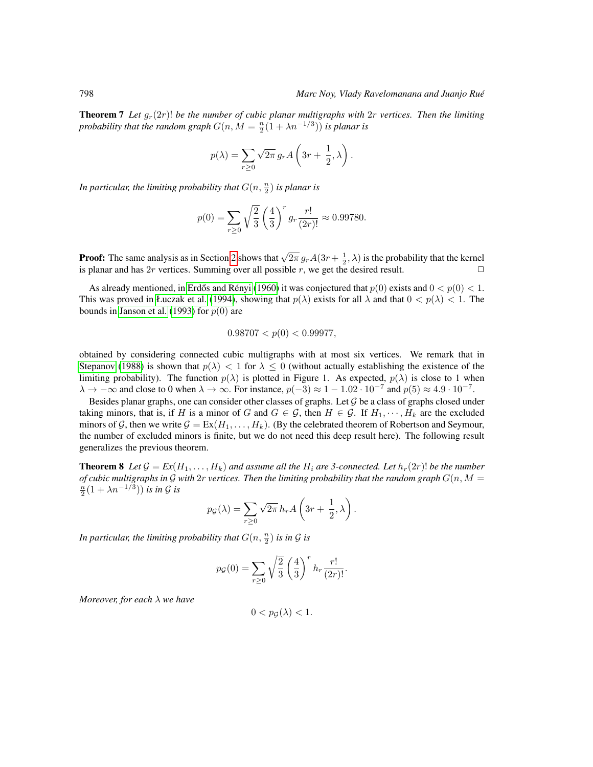**Theorem 7** *Let $g_r(2r)!$ be the number of cubic planar multigraphs with $2r$ vertices. Then the limiting probability that the random graph $G(n, M = \frac{n}{2}(1 + \lambda n^{-1/3}))$ is planar is*

$$p(\lambda) = \sum_{r \geq 0} \sqrt{2\pi}\, g_r A\left(3r + \frac{1}{2}, \lambda\right).$$

*In particular, the limiting probability that $G(n, \frac{n}{2})$ is planar is*

$$p(0) = \sum_{r \geq 0} \sqrt{\frac{2}{3}} \left(\frac{4}{3}\right)^r g_r \frac{r!}{(2r)!} \approx 0.99780.$$

**Proof:** The same analysis as in Section 2 shows that $\sqrt{2\pi}\, g_r A(3r + \frac{1}{2}, \lambda)$ is the probability that the kernel is planar and has $2r$ vertices. Summing over all possible $r$, we get the desired result. $\square$

As already mentioned, in Erdős and Rényi (1960) it was conjectured that $p(0)$ exists and $0 < p(0) < 1$. This was proved in Łuczak et al. (1994), showing that $p(\lambda)$ exists for all $\lambda$ and that $0 < p(\lambda) < 1$. The bounds in Janson et al. (1993) for $p(0)$ are

$$0.98707 < p(0) < 0.99977,$$

obtained by considering connected cubic multigraphs with at most six vertices. We remark that in Stepanov (1988) is shown that $p(\lambda) < 1$ for $\lambda \leq 0$ (without actually establishing the existence of the limiting probability). The function $p(\lambda)$ is plotted in Figure 1. As expected, $p(\lambda)$ is close to 1 when $\lambda \to -\infty$ and close to 0 when $\lambda \to \infty$. For instance, $p(-3) \approx 1 - 1.02 \cdot 10^{-7}$ and $p(5) \approx 4.9 \cdot 10^{-7}$.

Besides planar graphs, one can consider other classes of graphs. Let $\mathcal{G}$ be a class of graphs closed under taking minors, that is, if $H$ is a minor of $G$ and $G \in \mathcal{G}$, then $H \in \mathcal{G}$. If $H_1, \cdots, H_k$ are the excluded minors of $\mathcal{G}$, then we write $\mathcal{G} = \text{Ex}(H_1, \ldots, H_k)$. (By the celebrated theorem of Robertson and Seymour, the number of excluded minors is finite, but we do not need this deep result here). The following result generalizes the previous theorem.

**Theorem 8** *Let $\mathcal{G} = Ex(H_1, \ldots, H_k)$ and assume all the $H_i$ are 3-connected. Let $h_r(2r)!$ be the number of cubic multigraphs in $\mathcal{G}$ with $2r$ vertices. Then the limiting probability that the random graph $G(n, M = \frac{n}{2}(1 + \lambda n^{-1/3}))$ is in $\mathcal{G}$ is*

$$p_{\mathcal{G}}(\lambda) = \sum_{r \geq 0} \sqrt{2\pi}\, h_r A\left(3r + \frac{1}{2}, \lambda\right).$$

*In particular, the limiting probability that $G(n, \frac{n}{2})$ is in $\mathcal{G}$ is*

$$p_{\mathcal{G}}(0) = \sum_{r \geq 0} \sqrt{\frac{2}{3}} \left(\frac{4}{3}\right)^r h_r \frac{r!}{(2r)!}.$$

*Moreover, for each $\lambda$ we have*

$$0 < p_{\mathcal{G}}(\lambda) < 1.$$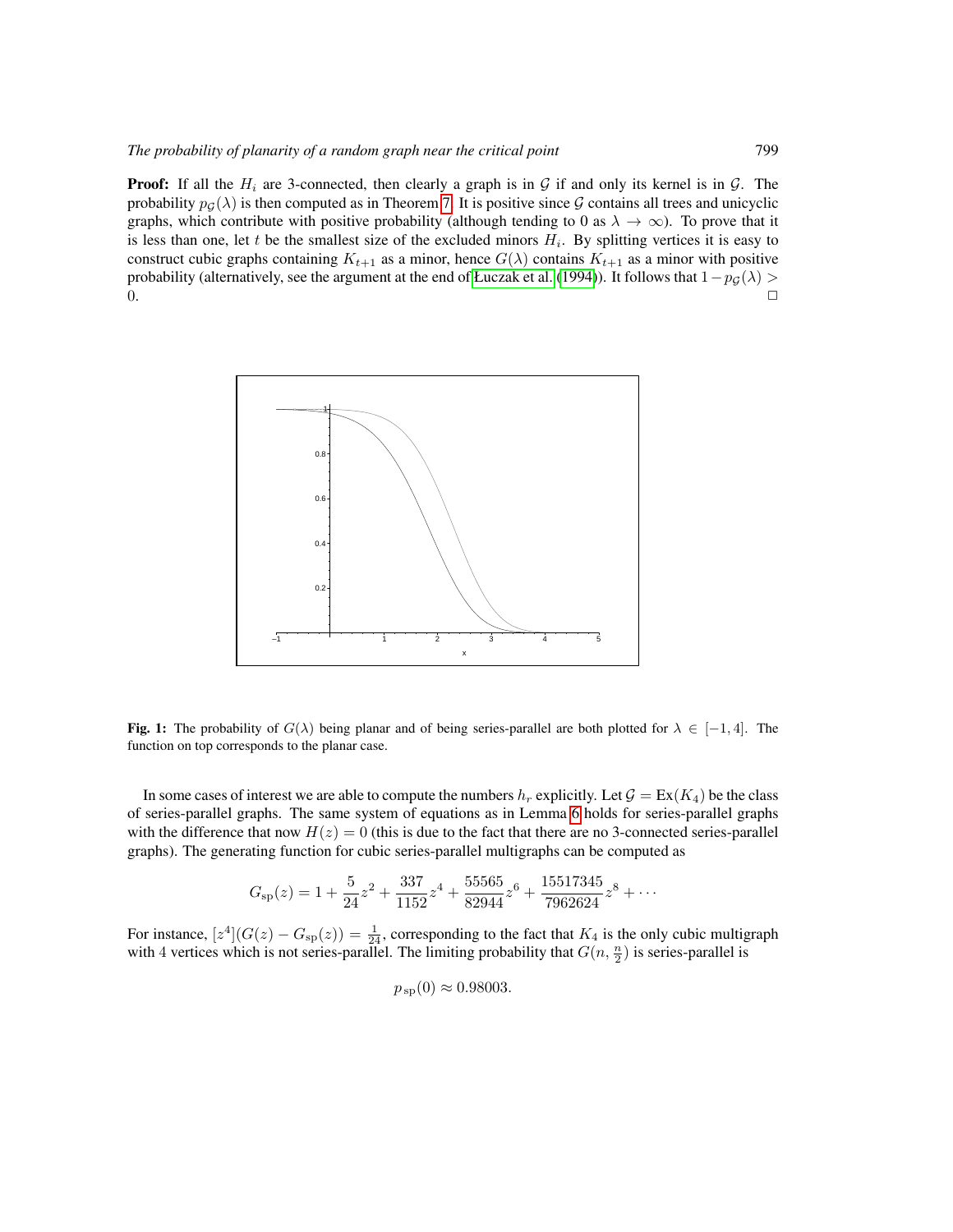**Proof:** If all the $H_i$ are 3-connected, then clearly a graph is in $\mathcal{G}$ if and only its kernel is in $\mathcal{G}$. The probability $p_{\mathcal{G}}(\lambda)$ is then computed as in Theorem 7. It is positive since $\mathcal{G}$ contains all trees and unicyclic graphs, which contribute with positive probability (although tending to 0 as $\lambda \to \infty$). To prove that it is less than one, let $t$ be the smallest size of the excluded minors $H_i$. By splitting vertices it is easy to construct cubic graphs containing $K_{t+1}$ as a minor, hence $G(\lambda)$ contains $K_{t+1}$ as a minor with positive probability (alternatively, see the argument at the end of Łuczak et al. (1994)). It follows that $1 - p_{\mathcal{G}}(\lambda) > 0$. □

**Fig. 1:** The probability of $G(\lambda)$ being planar and of being series-parallel are both plotted for $\lambda \in [-1, 4]$. The function on top corresponds to the planar case.

In some cases of interest we are able to compute the numbers $h_r$ explicitly. Let $\mathcal{G} = \mathrm{Ex}(K_4)$ be the class of series-parallel graphs. The same system of equations as in Lemma 6 holds for series-parallel graphs with the difference that now $H(z) = 0$ (this is due to the fact that there are no 3-connected series-parallel graphs). The generating function for cubic series-parallel multigraphs can be computed as

$$G_{\mathrm{sp}}(z) = 1 + \frac{5}{24}z^2 + \frac{337}{1152}z^4 + \frac{55565}{82944}z^6 + \frac{15517345}{7962624}z^8 + \cdots$$

For instance, $[z^4](G(z) - G_{\mathrm{sp}}(z)) = \frac{1}{24}$, corresponding to the fact that $K_4$ is the only cubic multigraph with 4 vertices which is not series-parallel. The limiting probability that $G(n, \frac{n}{2})$ is series-parallel is

$$p_{\mathrm{sp}}(0) \approx 0.98003.$$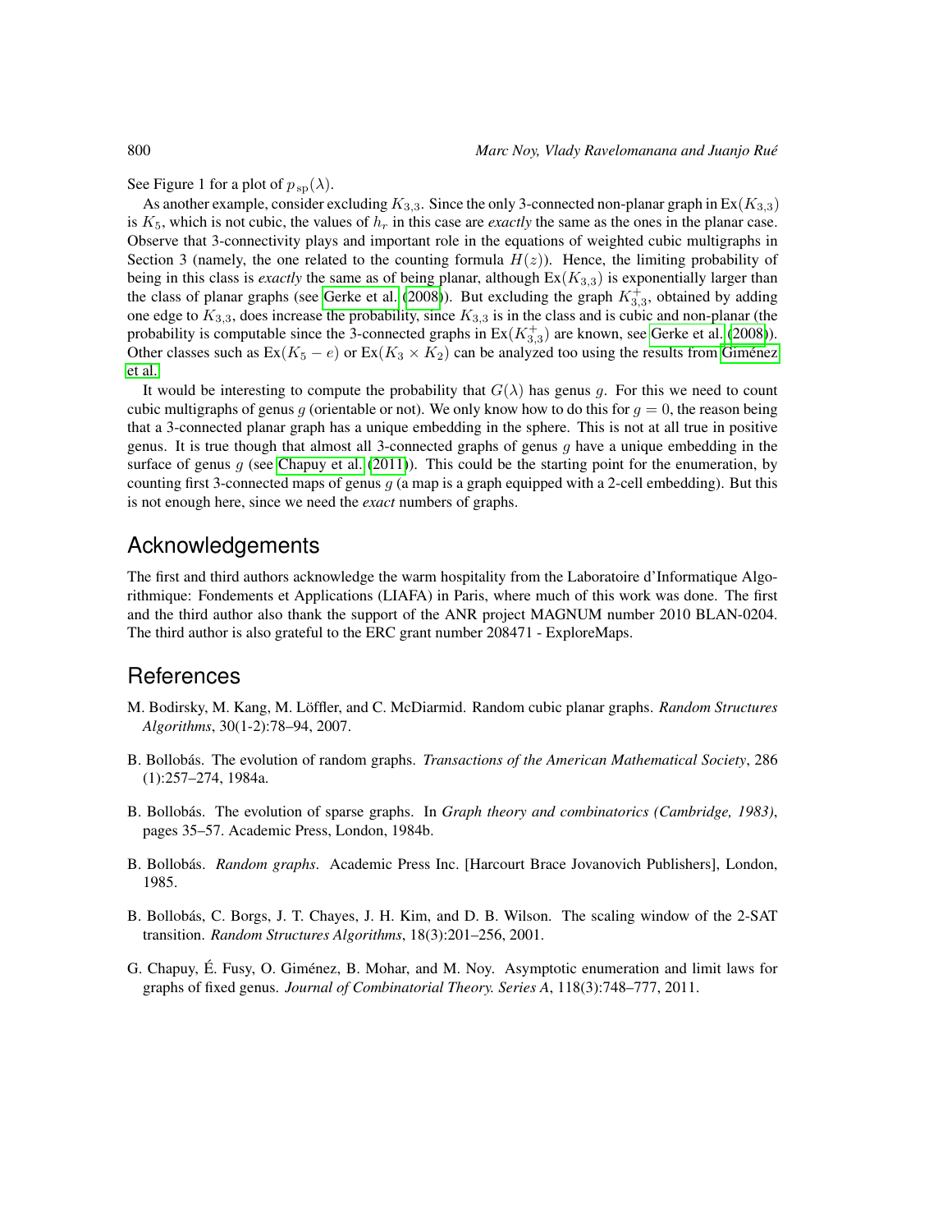See Figure 1 for a plot of $p_{\mathrm{sp}}(\lambda)$.

As another example, consider excluding $K_{3,3}$. Since the only 3-connected non-planar graph in $\mathrm{Ex}(K_{3,3})$ is $K_5$, which is not cubic, the values of $h_r$ in this case are *exactly* the same as the ones in the planar case. Observe that 3-connectivity plays and important role in the equations of weighted cubic multigraphs in Section 3 (namely, the one related to the counting formula $H(z)$). Hence, the limiting probability of being in this class is *exactly* the same as of being planar, although $\mathrm{Ex}(K_{3,3})$ is exponentially larger than the class of planar graphs (see Gerke et al. (2008)). But excluding the graph $K_{3,3}^{+}$, obtained by adding one edge to $K_{3,3}$, does increase the probability, since $K_{3,3}$ is in the class and is cubic and non-planar (the probability is computable since the 3-connected graphs in $\mathrm{Ex}(K_{3,3}^{+})$ are known, see Gerke et al. (2008)). Other classes such as $\mathrm{Ex}(K_5 - e)$ or $\mathrm{Ex}(K_3 \times K_2)$ can be analyzed too using the results from Giménez et al.

It would be interesting to compute the probability that $G(\lambda)$ has genus $g$. For this we need to count cubic multigraphs of genus $g$ (orientable or not). We only know how to do this for $g = 0$, the reason being that a 3-connected planar graph has a unique embedding in the sphere. This is not at all true in positive genus. It is true though that almost all 3-connected graphs of genus $g$ have a unique embedding in the surface of genus $g$ (see Chapuy et al. (2011)). This could be the starting point for the enumeration, by counting first 3-connected maps of genus $g$ (a map is a graph equipped with a 2-cell embedding). But this is not enough here, since we need the *exact* numbers of graphs.

## Acknowledgements

The first and third authors acknowledge the warm hospitality from the Laboratoire d'Informatique Algorithmique: Fondements et Applications (LIAFA) in Paris, where much of this work was done. The first and the third author also thank the support of the ANR project MAGNUM number 2010 BLAN-0204. The third author is also grateful to the ERC grant number 208471 - ExploreMaps.

## References

M. Bodirsky, M. Kang, M. Löffler, and C. McDiarmid. Random cubic planar graphs. *Random Structures Algorithms*, 30(1-2):78–94, 2007.

B. Bollobás. The evolution of random graphs. *Transactions of the American Mathematical Society*, 286 (1):257–274, 1984a.

B. Bollobás. The evolution of sparse graphs. In *Graph theory and combinatorics (Cambridge, 1983)*, pages 35–57. Academic Press, London, 1984b.

B. Bollobás. *Random graphs*. Academic Press Inc. [Harcourt Brace Jovanovich Publishers], London, 1985.

B. Bollobás, C. Borgs, J. T. Chayes, J. H. Kim, and D. B. Wilson. The scaling window of the 2-SAT transition. *Random Structures Algorithms*, 18(3):201–256, 2001.

G. Chapuy, É. Fusy, O. Giménez, B. Mohar, and M. Noy. Asymptotic enumeration and limit laws for graphs of fixed genus. *Journal of Combinatorial Theory. Series A*, 118(3):748–777, 2011.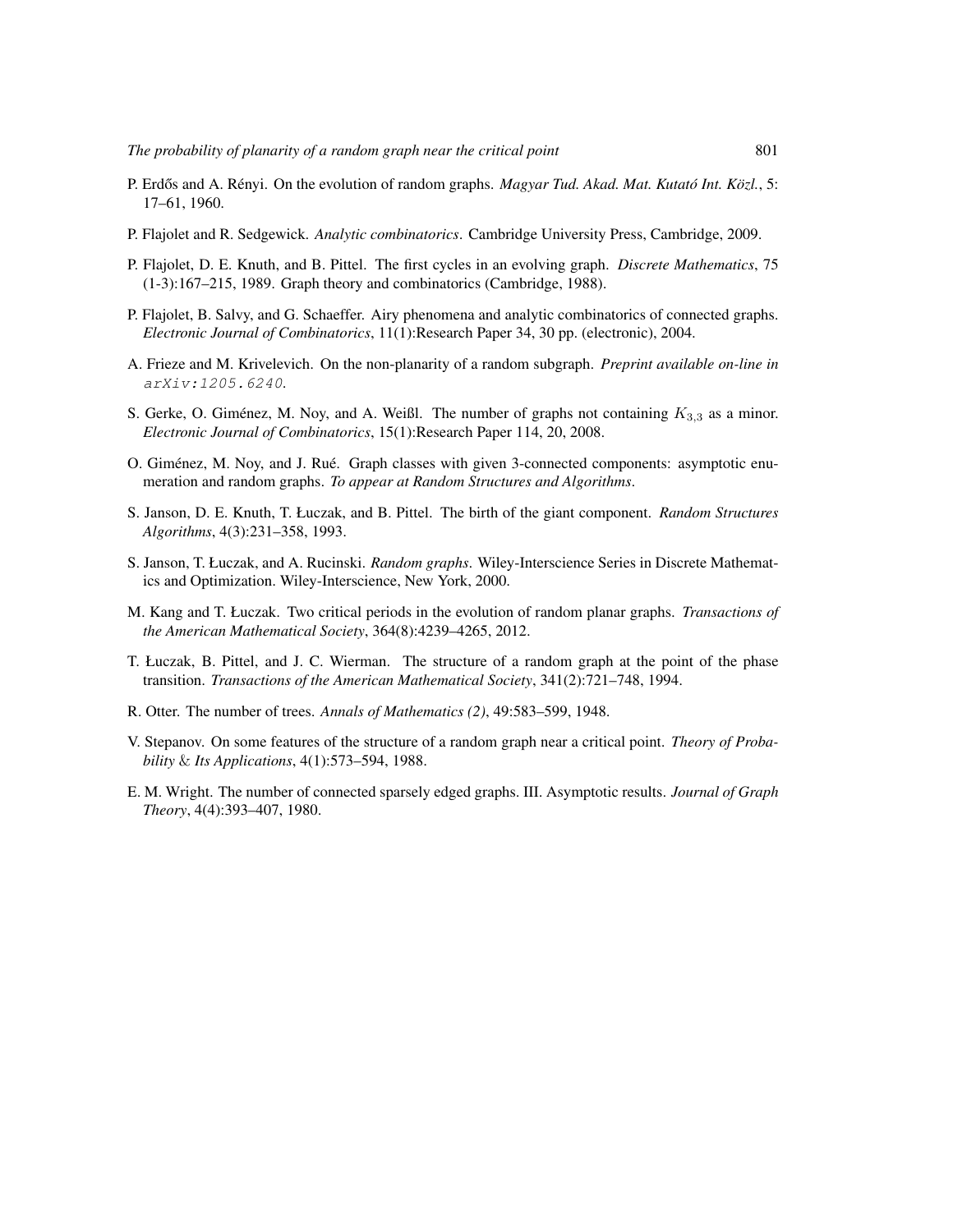P. Erdős and A. Rényi. On the evolution of random graphs. *Magyar Tud. Akad. Mat. Kutató Int. Közl.*, 5: 17–61, 1960.

P. Flajolet and R. Sedgewick. *Analytic combinatorics*. Cambridge University Press, Cambridge, 2009.

P. Flajolet, D. E. Knuth, and B. Pittel. The first cycles in an evolving graph. *Discrete Mathematics*, 75 (1-3):167–215, 1989. Graph theory and combinatorics (Cambridge, 1988).

P. Flajolet, B. Salvy, and G. Schaeffer. Airy phenomena and analytic combinatorics of connected graphs. *Electronic Journal of Combinatorics*, 11(1):Research Paper 34, 30 pp. (electronic), 2004.

A. Frieze and M. Krivelevich. On the non-planarity of a random subgraph. *Preprint available on-line in* `arXiv:1205.6240`.

S. Gerke, O. Giménez, M. Noy, and A. Weißl. The number of graphs not containing $K_{3,3}$ as a minor. *Electronic Journal of Combinatorics*, 15(1):Research Paper 114, 20, 2008.

O. Giménez, M. Noy, and J. Rué. Graph classes with given 3-connected components: asymptotic enumeration and random graphs. *To appear at Random Structures and Algorithms*.

S. Janson, D. E. Knuth, T. Łuczak, and B. Pittel. The birth of the giant component. *Random Structures Algorithms*, 4(3):231–358, 1993.

S. Janson, T. Łuczak, and A. Rucinski. *Random graphs*. Wiley-Interscience Series in Discrete Mathematics and Optimization. Wiley-Interscience, New York, 2000.

M. Kang and T. Łuczak. Two critical periods in the evolution of random planar graphs. *Transactions of the American Mathematical Society*, 364(8):4239–4265, 2012.

T. Łuczak, B. Pittel, and J. C. Wierman. The structure of a random graph at the point of the phase transition. *Transactions of the American Mathematical Society*, 341(2):721–748, 1994.

R. Otter. The number of trees. *Annals of Mathematics (2)*, 49:583–599, 1948.

V. Stepanov. On some features of the structure of a random graph near a critical point. *Theory of Probability & Its Applications*, 4(1):573–594, 1988.

E. M. Wright. The number of connected sparsely edged graphs. III. Asymptotic results. *Journal of Graph Theory*, 4(4):393–407, 1980.